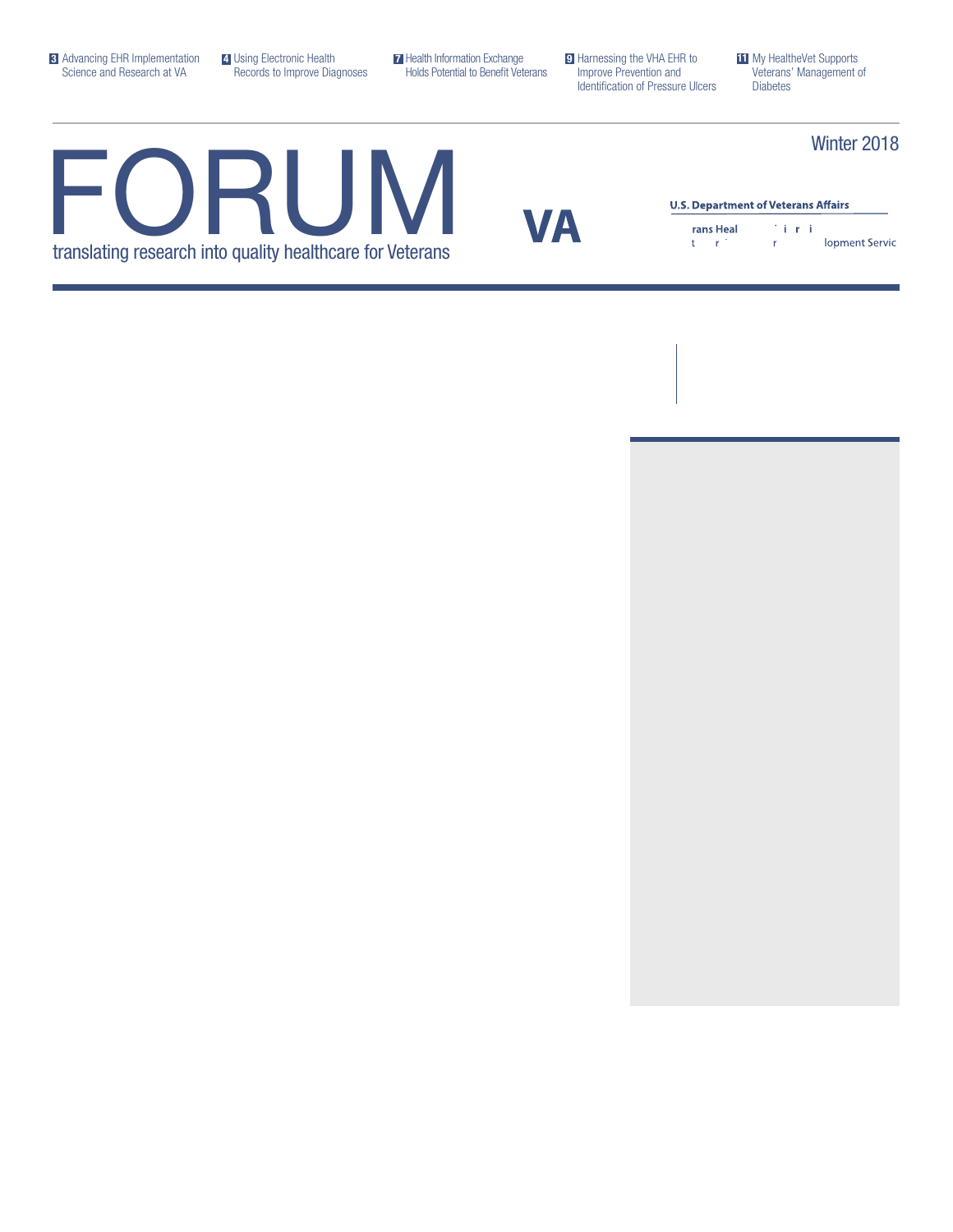3 Advancing EHR Implementation Science and Research at VA

4 Using Electronic Health Records to Improve Diagnoses

7 Health Information Exchange Holds Potential to Benefit Veterans

9 Harnessing the VHA EHR to Improve Prevention and Identification of Pressure Ulcers

11 My HealtheVet Supports Veterans' Management of Diabetes

Winter 2018

# FORUM

translating research into quality healthcare for Veterans

VA

U.S. Department of Veterans Affairs

rans Heal i r i

t r r lopment Servic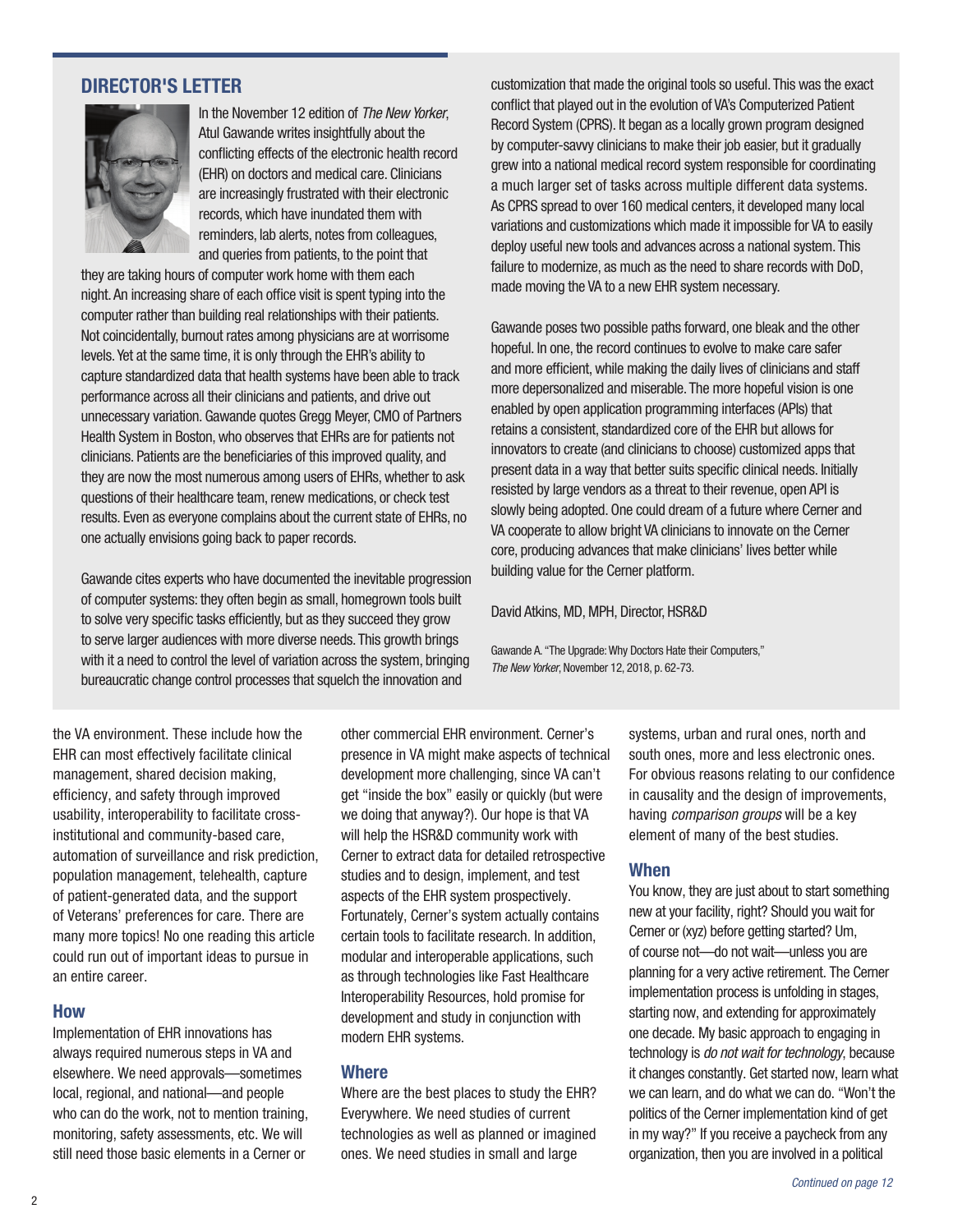## DIRECTOR'S LETTER

In the November 12 edition of *The New Yorker*, Atul Gawande writes insightfully about the conflicting effects of the electronic health record (EHR) on doctors and medical care. Clinicians are increasingly frustrated with their electronic records, which have inundated them with reminders, lab alerts, notes from colleagues, and queries from patients, to the point that they are taking hours of computer work home with them each night. An increasing share of each office visit is spent typing into the computer rather than building real relationships with their patients. Not coincidentally, burnout rates among physicians are at worrisome levels. Yet at the same time, it is only through the EHR's ability to capture standardized data that health systems have been able to track performance across all their clinicians and patients, and drive out unnecessary variation. Gawande quotes Gregg Meyer, CMO of Partners Health System in Boston, who observes that EHRs are for patients not clinicians. Patients are the beneficiaries of this improved quality, and they are now the most numerous among users of EHRs, whether to ask questions of their healthcare team, renew medications, or check test results. Even as everyone complains about the current state of EHRs, no one actually envisions going back to paper records.

Gawande cites experts who have documented the inevitable progression of computer systems: they often begin as small, homegrown tools built to solve very specific tasks efficiently, but as they succeed they grow to serve larger audiences with more diverse needs. This growth brings with it a need to control the level of variation across the system, bringing bureaucratic change control processes that squelch the innovation and customization that made the original tools so useful. This was the exact conflict that played out in the evolution of VA's Computerized Patient Record System (CPRS). It began as a locally grown program designed by computer-savvy clinicians to make their job easier, but it gradually grew into a national medical record system responsible for coordinating a much larger set of tasks across multiple different data systems. As CPRS spread to over 160 medical centers, it developed many local variations and customizations which made it impossible for VA to easily deploy useful new tools and advances across a national system. This failure to modernize, as much as the need to share records with DoD, made moving the VA to a new EHR system necessary.

Gawande poses two possible paths forward, one bleak and the other hopeful. In one, the record continues to evolve to make care safer and more efficient, while making the daily lives of clinicians and staff more depersonalized and miserable. The more hopeful vision is one enabled by open application programming interfaces (APIs) that retains a consistent, standardized core of the EHR but allows for innovators to create (and clinicians to choose) customized apps that present data in a way that better suits specific clinical needs. Initially resisted by large vendors as a threat to their revenue, open API is slowly being adopted. One could dream of a future where Cerner and VA cooperate to allow bright VA clinicians to innovate on the Cerner core, producing advances that make clinicians' lives better while building value for the Cerner platform.

David Atkins, MD, MPH, Director, HSR&D

Gawande A. "The Upgrade: Why Doctors Hate their Computers," *The New Yorker*, November 12, 2018, p. 62-73.

---

the VA environment. These include how the EHR can most effectively facilitate clinical management, shared decision making, efficiency, and safety through improved usability, interoperability to facilitate cross-institutional and community-based care, automation of surveillance and risk prediction, population management, telehealth, capture of patient-generated data, and the support of Veterans' preferences for care. There are many more topics! No one reading this article could run out of important ideas to pursue in an entire career.

### How

Implementation of EHR innovations has always required numerous steps in VA and elsewhere. We need approvals—sometimes local, regional, and national—and people who can do the work, not to mention training, monitoring, safety assessments, etc. We will still need those basic elements in a Cerner or other commercial EHR environment. Cerner's presence in VA might make aspects of technical development more challenging, since VA can't get "inside the box" easily or quickly (but were we doing that anyway?). Our hope is that VA will help the HSR&D community work with Cerner to extract data for detailed retrospective studies and to design, implement, and test aspects of the EHR system prospectively. Fortunately, Cerner's system actually contains certain tools to facilitate research. In addition, modular and interoperable applications, such as through technologies like Fast Healthcare Interoperability Resources, hold promise for development and study in conjunction with modern EHR systems.

### Where

Where are the best places to study the EHR? Everywhere. We need studies of current technologies as well as planned or imagined ones. We need studies in small and large systems, urban and rural ones, north and south ones, more and less electronic ones. For obvious reasons relating to our confidence in causality and the design of improvements, having *comparison groups* will be a key element of many of the best studies.

### When

You know, they are just about to start something new at your facility, right? Should you wait for Cerner or (xyz) before getting started? Um, of course not—do not wait—unless you are planning for a very active retirement. The Cerner implementation process is unfolding in stages, starting now, and extending for approximately one decade. My basic approach to engaging in technology is *do not wait for technology*, because it changes constantly. Get started now, learn what we can learn, and do what we can do. "Won't the politics of the Cerner implementation kind of get in my way?" If you receive a paycheck from any organization, then you are involved in a political

*Continued on page 12*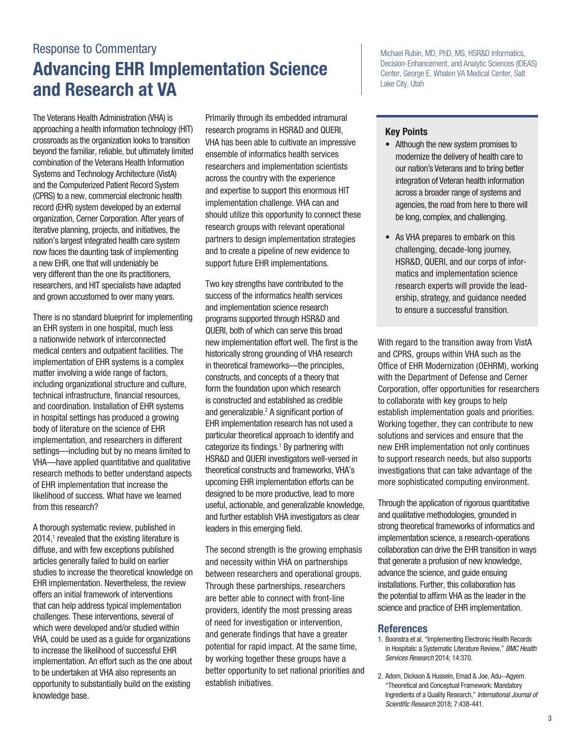Response to Commentary

# Advancing EHR Implementation Science and Research at VA

Michael Rubin, MD, PhD, MS, HSR&D Informatics, Decision-Enhancement, and Analytic Sciences (IDEAS) Center, George E. Whalen VA Medical Center, Salt Lake City, Utah

The Veterans Health Administration (VHA) is approaching a health information technology (HIT) crossroads as the organization looks to transition beyond the familiar, reliable, but ultimately limited combination of the Veterans Health Information Systems and Technology Architecture (VistA) and the Computerized Patient Record System (CPRS) to a new, commercial electronic health record (EHR) system developed by an external organization, Cerner Corporation. After years of iterative planning, projects, and initiatives, the nation's largest integrated health care system now faces the daunting task of implementing a new EHR, one that will undeniably be very different than the one its practitioners, researchers, and HIT specialists have adapted and grown accustomed to over many years.

There is no standard blueprint for implementing an EHR system in one hospital, much less a nationwide network of interconnected medical centers and outpatient facilities. The implementation of EHR systems is a complex matter involving a wide range of factors, including organizational structure and culture, technical infrastructure, financial resources, and coordination. Installation of EHR systems in hospital settings has produced a growing body of literature on the science of EHR implementation, and researchers in different settings—including but by no means limited to VHA—have applied quantitative and qualitative research methods to better understand aspects of EHR implementation that increase the likelihood of success. What have we learned from this research?

A thorough systematic review, published in 2014,[1] revealed that the existing literature is diffuse, and with few exceptions published articles generally failed to build on earlier studies to increase the theoretical knowledge on EHR implementation. Nevertheless, the review offers an initial framework of interventions that can help address typical implementation challenges. These interventions, several of which were developed and/or studied within VHA, could be used as a guide for organizations to increase the likelihood of successful EHR implementation. An effort such as the one about to be undertaken at VHA also represents an opportunity to substantially build on the existing knowledge base.

Primarily through its embedded intramural research programs in HSR&D and QUERI, VHA has been able to cultivate an impressive ensemble of informatics health services researchers and implementation scientists across the country with the experience and expertise to support this enormous HIT implementation challenge. VHA can and should utilize this opportunity to connect these research groups with relevant operational partners to design implementation strategies and to create a pipeline of new evidence to support future EHR implementations.

Two key strengths have contributed to the success of the informatics health services and implementation science research programs supported through HSR&D and QUERI, both of which can serve this broad new implementation effort well. The first is the historically strong grounding of VHA research in theoretical frameworks—the principles, constructs, and concepts of a theory that form the foundation upon which research is constructed and established as credible and generalizable.[2] A significant portion of EHR implementation research has not used a particular theoretical approach to identify and categorize its findings.[1] By partnering with HSR&D and QUERI investigators well-versed in theoretical constructs and frameworks, VHA's upcoming EHR implementation efforts can be designed to be more productive, lead to more useful, actionable, and generalizable knowledge, and further establish VHA investigators as clear leaders in this emerging field.

The second strength is the growing emphasis and necessity within VHA on partnerships between researchers and operational groups. Through these partnerships, researchers are better able to connect with front-line providers, identify the most pressing areas of need for investigation or intervention, and generate findings that have a greater potential for rapid impact. At the same time, by working together these groups have a better opportunity to set national priorities and establish initiatives.

### Key Points

- Although the new system promises to modernize the delivery of health care to our nation's Veterans and to bring better integration of Veteran health information across a broader range of systems and agencies, the road from here to there will be long, complex, and challenging.
- As VHA prepares to embark on this challenging, decade-long journey, HSR&D, QUERI, and our corps of informatics and implementation science research experts will provide the leadership, strategy, and guidance needed to ensure a successful transition.

With regard to the transition away from VistA and CPRS, groups within VHA such as the Office of EHR Modernization (OEHRM), working with the Department of Defense and Cerner Corporation, offer opportunities for researchers to collaborate with key groups to help establish implementation goals and priorities. Working together, they can contribute to new solutions and services and ensure that the new EHR implementation not only continues to support research needs, but also supports investigations that can take advantage of the more sophisticated computing environment.

Through the application of rigorous quantitative and qualitative methodologies, grounded in strong theoretical frameworks of informatics and implementation science, a research-operations collaboration can drive the EHR transition in ways that generate a profusion of new knowledge, advance the science, and guide ensuing installations. Further, this collaboration has the potential to affirm VHA as the leader in the science and practice of EHR implementation.

## References

1. Boonstra et al. "Implementing Electronic Health Records in Hospitals: a Systematic Literature Review," *BMC Health Services Research* 2014; 14:370.
2. Adom, Dickson & Hussein, Emad & Joe, Adu--Agyem. "Theoretical and Conceptual Framework: Mandatory Ingredients of a Quality Research," *International Journal of Scientific Research* 2018; 7:438-441.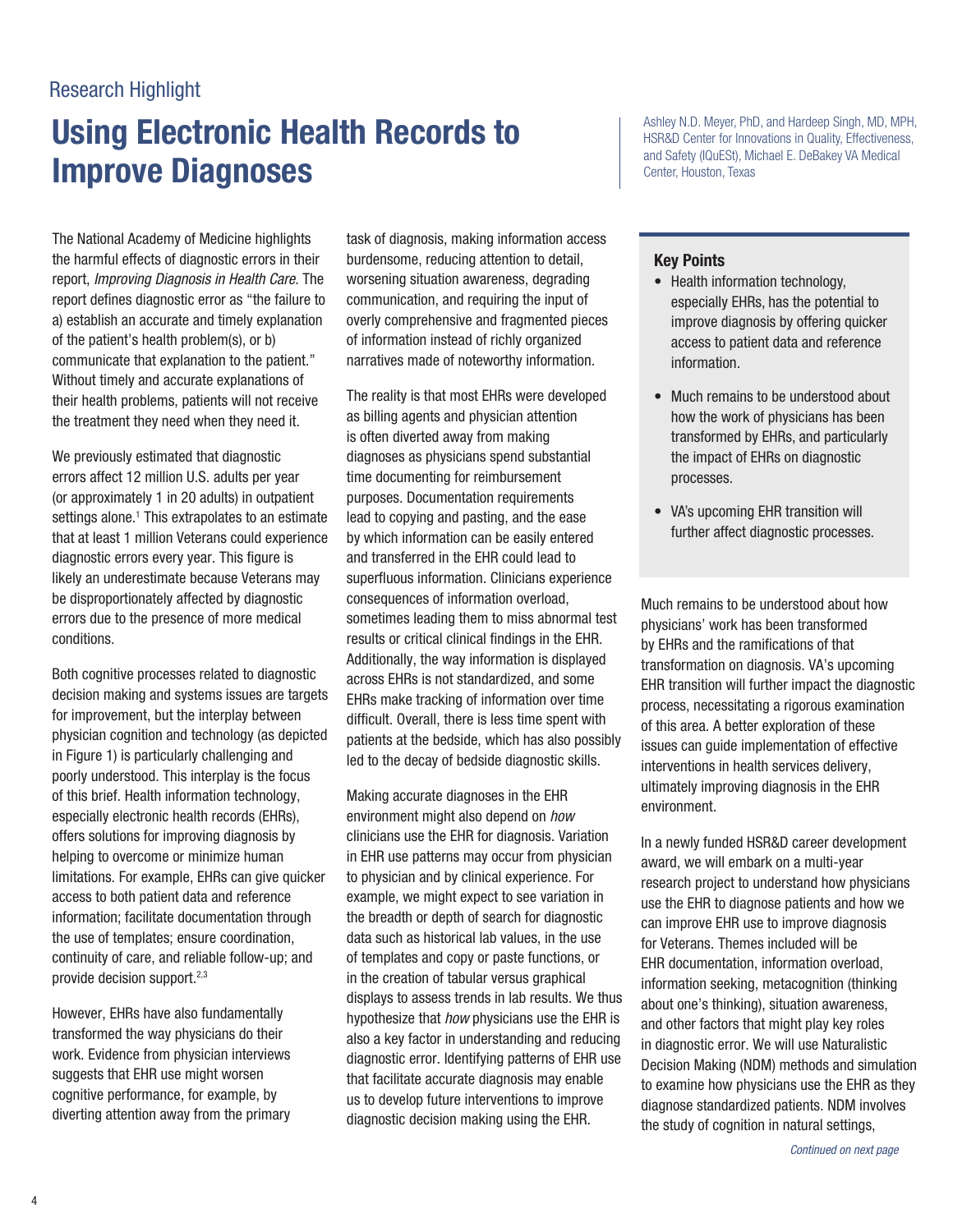Research Highlight

# Using Electronic Health Records to Improve Diagnoses

Ashley N.D. Meyer, PhD, and Hardeep Singh, MD, MPH, HSR&D Center for Innovations in Quality, Effectiveness, and Safety (IQuESt), Michael E. DeBakey VA Medical Center, Houston, Texas

The National Academy of Medicine highlights the harmful effects of diagnostic errors in their report, *Improving Diagnosis in Health Care.* The report defines diagnostic error as "the failure to a) establish an accurate and timely explanation of the patient's health problem(s), or b) communicate that explanation to the patient." Without timely and accurate explanations of their health problems, patients will not receive the treatment they need when they need it.

We previously estimated that diagnostic errors affect 12 million U.S. adults per year (or approximately 1 in 20 adults) in outpatient settings alone.[1] This extrapolates to an estimate that at least 1 million Veterans could experience diagnostic errors every year. This figure is likely an underestimate because Veterans may be disproportionately affected by diagnostic errors due to the presence of more medical conditions.

Both cognitive processes related to diagnostic decision making and systems issues are targets for improvement, but the interplay between physician cognition and technology (as depicted in Figure 1) is particularly challenging and poorly understood. This interplay is the focus of this brief. Health information technology, especially electronic health records (EHRs), offers solutions for improving diagnosis by helping to overcome or minimize human limitations. For example, EHRs can give quicker access to both patient data and reference information; facilitate documentation through the use of templates; ensure coordination, continuity of care, and reliable follow-up; and provide decision support.[2,3]

However, EHRs have also fundamentally transformed the way physicians do their work. Evidence from physician interviews suggests that EHR use might worsen cognitive performance, for example, by diverting attention away from the primary task of diagnosis, making information access burdensome, reducing attention to detail, worsening situation awareness, degrading communication, and requiring the input of overly comprehensive and fragmented pieces of information instead of richly organized narratives made of noteworthy information.

The reality is that most EHRs were developed as billing agents and physician attention is often diverted away from making diagnoses as physicians spend substantial time documenting for reimbursement purposes. Documentation requirements lead to copying and pasting, and the ease by which information can be easily entered and transferred in the EHR could lead to superfluous information. Clinicians experience consequences of information overload, sometimes leading them to miss abnormal test results or critical clinical findings in the EHR. Additionally, the way information is displayed across EHRs is not standardized, and some EHRs make tracking of information over time difficult. Overall, there is less time spent with patients at the bedside, which has also possibly led to the decay of bedside diagnostic skills.

Making accurate diagnoses in the EHR environment might also depend on *how* clinicians use the EHR for diagnosis. Variation in EHR use patterns may occur from physician to physician and by clinical experience. For example, we might expect to see variation in the breadth or depth of search for diagnostic data such as historical lab values, in the use of templates and copy or paste functions, or in the creation of tabular versus graphical displays to assess trends in lab results. We thus hypothesize that *how* physicians use the EHR is also a key factor in understanding and reducing diagnostic error. Identifying patterns of EHR use that facilitate accurate diagnosis may enable us to develop future interventions to improve diagnostic decision making using the EHR.

### Key Points

- Health information technology, especially EHRs, has the potential to improve diagnosis by offering quicker access to patient data and reference information.
- Much remains to be understood about how the work of physicians has been transformed by EHRs, and particularly the impact of EHRs on diagnostic processes.
- VA's upcoming EHR transition will further affect diagnostic processes.

Much remains to be understood about how physicians' work has been transformed by EHRs and the ramifications of that transformation on diagnosis. VA's upcoming EHR transition will further impact the diagnostic process, necessitating a rigorous examination of this area. A better exploration of these issues can guide implementation of effective interventions in health services delivery, ultimately improving diagnosis in the EHR environment.

In a newly funded HSR&D career development award, we will embark on a multi-year research project to understand how physicians use the EHR to diagnose patients and how we can improve EHR use to improve diagnosis for Veterans. Themes included will be EHR documentation, information overload, information seeking, metacognition (thinking about one's thinking), situation awareness, and other factors that might play key roles in diagnostic error. We will use Naturalistic Decision Making (NDM) methods and simulation to examine how physicians use the EHR as they diagnose standardized patients. NDM involves the study of cognition in natural settings,

*Continued on next page*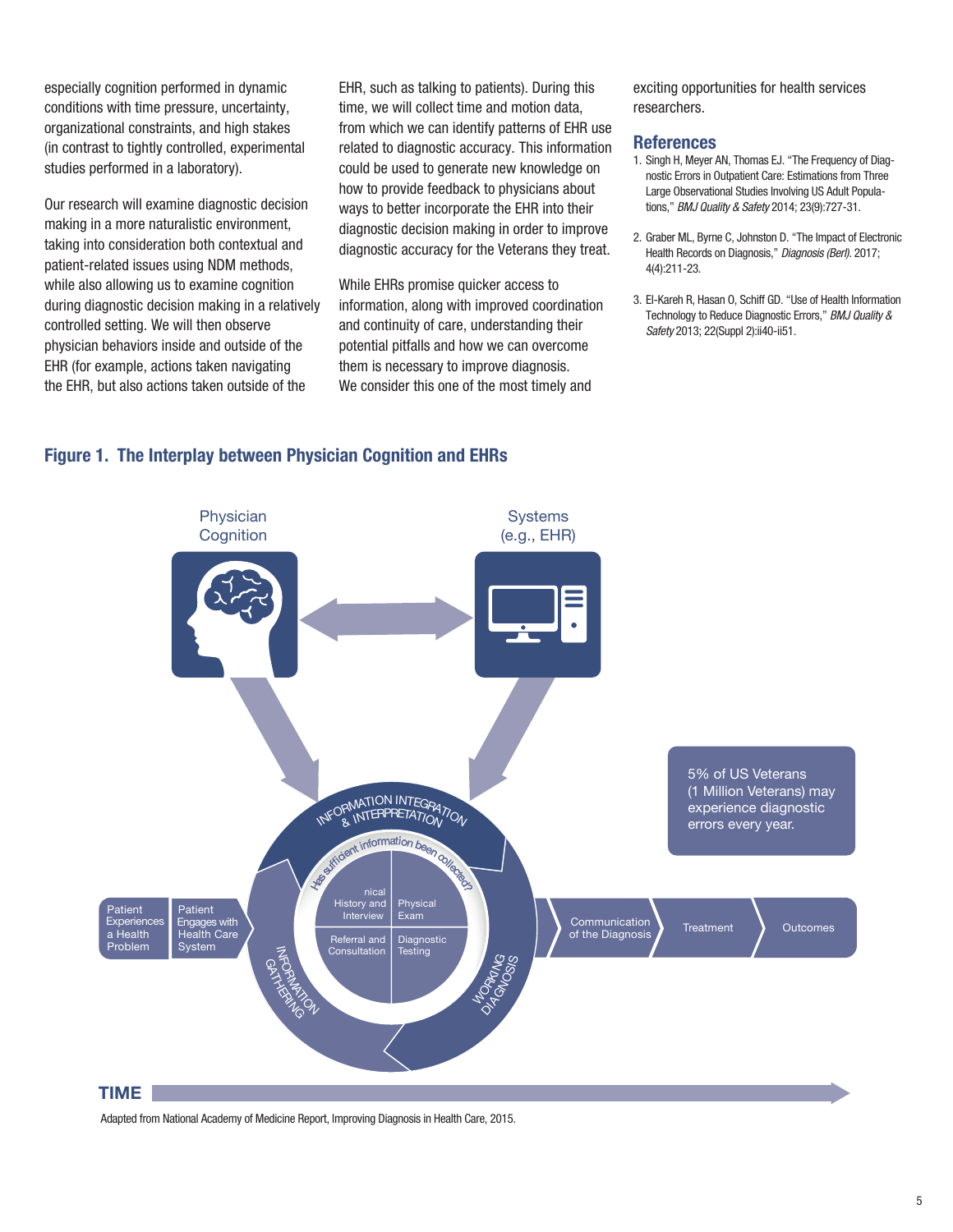especially cognition performed in dynamic conditions with time pressure, uncertainty, organizational constraints, and high stakes (in contrast to tightly controlled, experimental studies performed in a laboratory).

Our research will examine diagnostic decision making in a more naturalistic environment, taking into consideration both contextual and patient-related issues using NDM methods, while also allowing us to examine cognition during diagnostic decision making in a relatively controlled setting. We will then observe physician behaviors inside and outside of the EHR (for example, actions taken navigating the EHR, but also actions taken outside of the EHR, such as talking to patients). During this time, we will collect time and motion data, from which we can identify patterns of EHR use related to diagnostic accuracy. This information could be used to generate new knowledge on how to provide feedback to physicians about ways to better incorporate the EHR into their diagnostic decision making in order to improve diagnostic accuracy for the Veterans they treat.

While EHRs promise quicker access to information, along with improved coordination and continuity of care, understanding their potential pitfalls and how we can overcome them is necessary to improve diagnosis. We consider this one of the most timely and exciting opportunities for health services researchers.

## References

1. Singh H, Meyer AN, Thomas EJ. "The Frequency of Diagnostic Errors in Outpatient Care: Estimations from Three Large Observational Studies Involving US Adult Populations," *BMJ Quality & Safety* 2014; 23(9):727-31.
2. Graber ML, Byrne C, Johnston D. "The Impact of Electronic Health Records on Diagnosis," *Diagnosis (Berl).* 2017; 4(4):211-23.
3. El-Kareh R, Hasan O, Schiff GD. "Use of Health Information Technology to Reduce Diagnostic Errors," *BMJ Quality & Safety* 2013; 22(Suppl 2):ii40-ii51.

**Figure 1. The Interplay between Physician Cognition and EHRs**

Physician Cognition

Systems (e.g., EHR)

INFORMATION INTEGRATION & INTERPRETATION

Has sufficient information been collected?

Clinical History and Interview | Physical Exam | Referral and Consultation | Diagnostic Testing

INFORMATION GATHERING

WORKING DIAGNOSIS

Patient Experiences a Health Problem → Patient Engages with Health Care System → Communication of the Diagnosis → Treatment → Outcomes

5% of US Veterans (1 Million Veterans) may experience diagnostic errors every year.

TIME

Adapted from National Academy of Medicine Report, Improving Diagnosis in Health Care, 2015.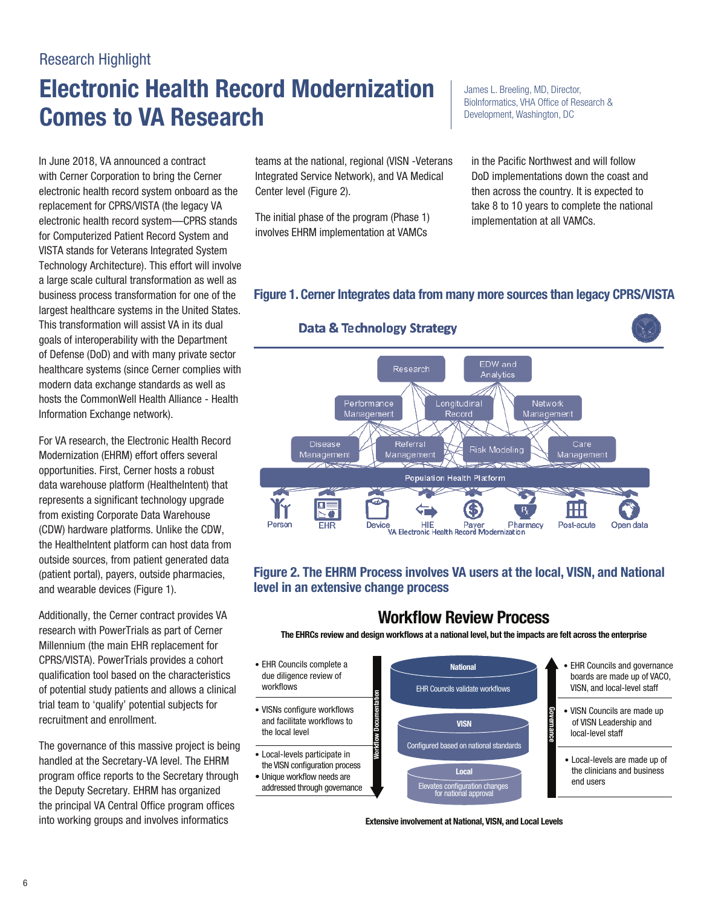Research Highlight

# Electronic Health Record Modernization Comes to VA Research

James L. Breeling, MD, Director, BioInformatics, VHA Office of Research & Development, Washington, DC

In June 2018, VA announced a contract with Cerner Corporation to bring the Cerner electronic health record system onboard as the replacement for CPRS/VISTA (the legacy VA electronic health record system—CPRS stands for Computerized Patient Record System and VISTA stands for Veterans Integrated System Technology Architecture). This effort will involve a large scale cultural transformation as well as business process transformation for one of the largest healthcare systems in the United States. This transformation will assist VA in its dual goals of interoperability with the Department of Defense (DoD) and with many private sector healthcare systems (since Cerner complies with modern data exchange standards as well as hosts the CommonWell Health Alliance - Health Information Exchange network).

For VA research, the Electronic Health Record Modernization (EHRM) effort offers several opportunities. First, Cerner hosts a robust data warehouse platform (HealtheIntent) that represents a significant technology upgrade from existing Corporate Data Warehouse (CDW) hardware platforms. Unlike the CDW, the HealtheIntent platform can host data from outside sources, from patient generated data (patient portal), payers, outside pharmacies, and wearable devices (Figure 1).

Additionally, the Cerner contract provides VA research with PowerTrials as part of Cerner Millennium (the main EHR replacement for CPRS/VISTA). PowerTrials provides a cohort qualification tool based on the characteristics of potential study patients and allows a clinical trial team to 'qualify' potential subjects for recruitment and enrollment.

The governance of this massive project is being handled at the Secretary-VA level. The EHRM program office reports to the Secretary through the Deputy Secretary. EHRM has organized the principal VA Central Office program offices into working groups and involves informatics teams at the national, regional (VISN -Veterans Integrated Service Network), and VA Medical Center level (Figure 2).

The initial phase of the program (Phase 1) involves EHRM implementation at VAMCs in the Pacific Northwest and will follow DoD implementations down the coast and then across the country. It is expected to take 8 to 10 years to complete the national implementation at all VAMCs.

**Figure 1. Cerner Integrates data from many more sources than legacy CPRS/VISTA**

**Figure 2. The EHRM Process involves VA users at the local, VISN, and National level in an extensive change process**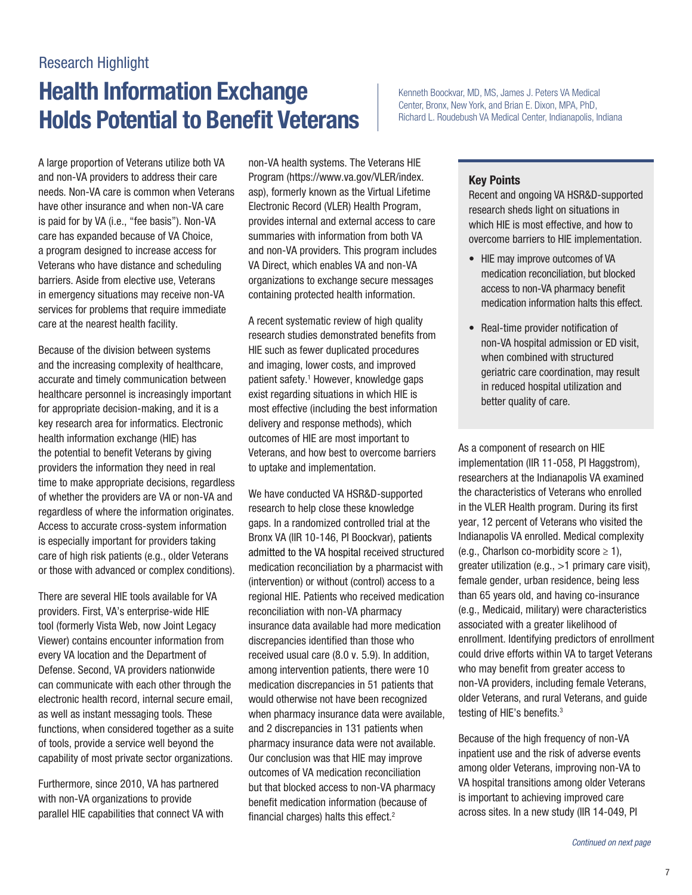Research Highlight

# Health Information Exchange Holds Potential to Benefit Veterans

Kenneth Boockvar, MD, MS, James J. Peters VA Medical Center, Bronx, New York, and Brian E. Dixon, MPA, PhD, Richard L. Roudebush VA Medical Center, Indianapolis, Indiana

A large proportion of Veterans utilize both VA and non-VA providers to address their care needs. Non-VA care is common when Veterans have other insurance and when non-VA care is paid for by VA (i.e., "fee basis"). Non-VA care has expanded because of VA Choice, a program designed to increase access for Veterans who have distance and scheduling barriers. Aside from elective use, Veterans in emergency situations may receive non-VA services for problems that require immediate care at the nearest health facility.

Because of the division between systems and the increasing complexity of healthcare, accurate and timely communication between healthcare personnel is increasingly important for appropriate decision-making, and it is a key research area for informatics. Electronic health information exchange (HIE) has the potential to benefit Veterans by giving providers the information they need in real time to make appropriate decisions, regardless of whether the providers are VA or non-VA and regardless of where the information originates. Access to accurate cross-system information is especially important for providers taking care of high risk patients (e.g., older Veterans or those with advanced or complex conditions).

There are several HIE tools available for VA providers. First, VA's enterprise-wide HIE tool (formerly Vista Web, now Joint Legacy Viewer) contains encounter information from every VA location and the Department of Defense. Second, VA providers nationwide can communicate with each other through the electronic health record, internal secure email, as well as instant messaging tools. These functions, when considered together as a suite of tools, provide a service well beyond the capability of most private sector organizations.

Furthermore, since 2010, VA has partnered with non-VA organizations to provide parallel HIE capabilities that connect VA with non-VA health systems. The Veterans HIE Program (https://www.va.gov/VLER/index.asp), formerly known as the Virtual Lifetime Electronic Record (VLER) Health Program, provides internal and external access to care summaries with information from both VA and non-VA providers. This program includes VA Direct, which enables VA and non-VA organizations to exchange secure messages containing protected health information.

A recent systematic review of high quality research studies demonstrated benefits from HIE such as fewer duplicated procedures and imaging, lower costs, and improved patient safety.[1] However, knowledge gaps exist regarding situations in which HIE is most effective (including the best information delivery and response methods), which outcomes of HIE are most important to Veterans, and how best to overcome barriers to uptake and implementation.

We have conducted VA HSR&D-supported research to help close these knowledge gaps. In a randomized controlled trial at the Bronx VA (IIR 10-146, PI Boockvar), patients admitted to the VA hospital received structured medication reconciliation by a pharmacist with (intervention) or without (control) access to a regional HIE. Patients who received medication reconciliation with non-VA pharmacy insurance data available had more medication discrepancies identified than those who received usual care (8.0 v. 5.9). In addition, among intervention patients, there were 10 medication discrepancies in 51 patients that would otherwise not have been recognized when pharmacy insurance data were available, and 2 discrepancies in 131 patients when pharmacy insurance data were not available. Our conclusion was that HIE may improve outcomes of VA medication reconciliation but that blocked access to non-VA pharmacy benefit medication information (because of financial charges) halts this effect.[2]

> **Key Points**
>
> Recent and ongoing VA HSR&D-supported research sheds light on situations in which HIE is most effective, and how to overcome barriers to HIE implementation.
>
> - HIE may improve outcomes of VA medication reconciliation, but blocked access to non-VA pharmacy benefit medication information halts this effect.
> - Real-time provider notification of non-VA hospital admission or ED visit, when combined with structured geriatric care coordination, may result in reduced hospital utilization and better quality of care.

As a component of research on HIE implementation (IIR 11-058, PI Haggstrom), researchers at the Indianapolis VA examined the characteristics of Veterans who enrolled in the VLER Health program. During its first year, 12 percent of Veterans who visited the Indianapolis VA enrolled. Medical complexity (e.g., Charlson co-morbidity score ≥ 1), greater utilization (e.g., >1 primary care visit), female gender, urban residence, being less than 65 years old, and having co-insurance (e.g., Medicaid, military) were characteristics associated with a greater likelihood of enrollment. Identifying predictors of enrollment could drive efforts within VA to target Veterans who may benefit from greater access to non-VA providers, including female Veterans, older Veterans, and rural Veterans, and guide testing of HIE's benefits.[3]

Because of the high frequency of non-VA inpatient use and the risk of adverse events among older Veterans, improving non-VA to VA hospital transitions among older Veterans is important to achieving improved care across sites. In a new study (IIR 14-049, PI

*Continued on next page*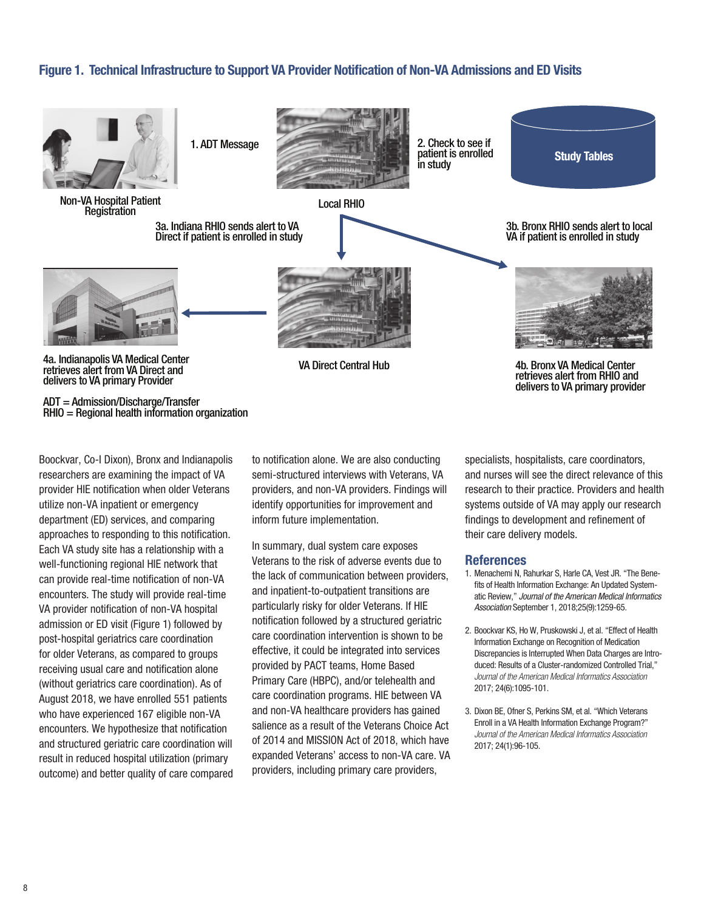### Figure 1. Technical Infrastructure to Support VA Provider Notification of Non-VA Admissions and ED Visits

Non-VA Hospital Patient Registration

1. ADT Message

Local RHIO

2. Check to see if patient is enrolled in study

Study Tables

3a. Indiana RHIO sends alert to VA Direct if patient is enrolled in study

3b. Bronx RHIO sends alert to local VA if patient is enrolled in study

4a. Indianapolis VA Medical Center retrieves alert from VA Direct and delivers to VA primary Provider

VA Direct Central Hub

4b. Bronx VA Medical Center retrieves alert from RHIO and delivers to VA primary provider

ADT = Admission/Discharge/Transfer
RHIO = Regional health information organization

Boockvar, Co-I Dixon), Bronx and Indianapolis researchers are examining the impact of VA provider HIE notification when older Veterans utilize non-VA inpatient or emergency department (ED) services, and comparing approaches to responding to this notification. Each VA study site has a relationship with a well-functioning regional HIE network that can provide real-time notification of non-VA encounters. The study will provide real-time VA provider notification of non-VA hospital admission or ED visit (Figure 1) followed by post-hospital geriatrics care coordination for older Veterans, as compared to groups receiving usual care and notification alone (without geriatrics care coordination). As of August 2018, we have enrolled 551 patients who have experienced 167 eligible non-VA encounters. We hypothesize that notification and structured geriatric care coordination will result in reduced hospital utilization (primary outcome) and better quality of care compared to notification alone. We are also conducting semi-structured interviews with Veterans, VA providers, and non-VA providers. Findings will identify opportunities for improvement and inform future implementation.

In summary, dual system care exposes Veterans to the risk of adverse events due to the lack of communication between providers, and inpatient-to-outpatient transitions are particularly risky for older Veterans. If HIE notification followed by a structured geriatric care coordination intervention is shown to be effective, it could be integrated into services provided by PACT teams, Home Based Primary Care (HBPC), and/or telehealth and care coordination programs. HIE between VA and non-VA healthcare providers has gained salience as a result of the Veterans Choice Act of 2014 and MISSION Act of 2018, which have expanded Veterans' access to non-VA care. VA providers, including primary care providers, specialists, hospitalists, care coordinators, and nurses will see the direct relevance of this research to their practice. Providers and health systems outside of VA may apply our research findings to development and refinement of their care delivery models.

## References

1. Menachemi N, Rahurkar S, Harle CA, Vest JR. "The Benefits of Health Information Exchange: An Updated Systematic Review," *Journal of the American Medical Informatics Association* September 1, 2018;25(9):1259-65.

2. Boockvar KS, Ho W, Pruskowski J, et al. "Effect of Health Information Exchange on Recognition of Medication Discrepancies is Interrupted When Data Charges are Introduced: Results of a Cluster-randomized Controlled Trial," *Journal of the American Medical Informatics Association* 2017; 24(6):1095-101.

3. Dixon BE, Ofner S, Perkins SM, et al. "Which Veterans Enroll in a VA Health Information Exchange Program?" *Journal of the American Medical Informatics Association* 2017; 24(1):96-105.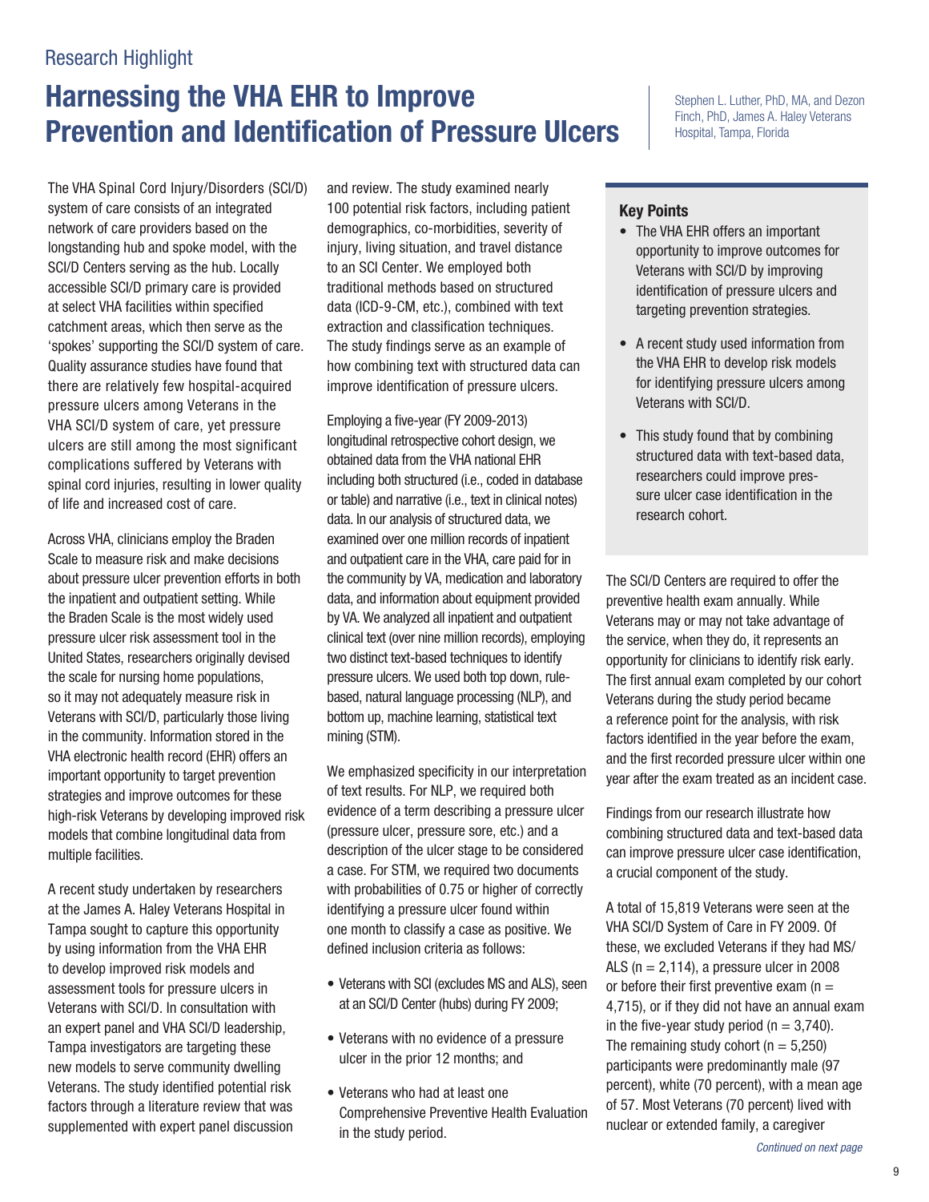Research Highlight

# Harnessing the VHA EHR to Improve Prevention and Identification of Pressure Ulcers

Stephen L. Luther, PhD, MA, and Dezon Finch, PhD, James A. Haley Veterans Hospital, Tampa, Florida

The VHA Spinal Cord Injury/Disorders (SCI/D) system of care consists of an integrated network of care providers based on the longstanding hub and spoke model, with the SCI/D Centers serving as the hub. Locally accessible SCI/D primary care is provided at select VHA facilities within specified catchment areas, which then serve as the 'spokes' supporting the SCI/D system of care. Quality assurance studies have found that there are relatively few hospital-acquired pressure ulcers among Veterans in the VHA SCI/D system of care, yet pressure ulcers are still among the most significant complications suffered by Veterans with spinal cord injuries, resulting in lower quality of life and increased cost of care.

Across VHA, clinicians employ the Braden Scale to measure risk and make decisions about pressure ulcer prevention efforts in both the inpatient and outpatient setting. While the Braden Scale is the most widely used pressure ulcer risk assessment tool in the United States, researchers originally devised the scale for nursing home populations, so it may not adequately measure risk in Veterans with SCI/D, particularly those living in the community. Information stored in the VHA electronic health record (EHR) offers an important opportunity to target prevention strategies and improve outcomes for these high-risk Veterans by developing improved risk models that combine longitudinal data from multiple facilities.

A recent study undertaken by researchers at the James A. Haley Veterans Hospital in Tampa sought to capture this opportunity by using information from the VHA EHR to develop improved risk models and assessment tools for pressure ulcers in Veterans with SCI/D. In consultation with an expert panel and VHA SCI/D leadership, Tampa investigators are targeting these new models to serve community dwelling Veterans. The study identified potential risk factors through a literature review that was supplemented with expert panel discussion and review. The study examined nearly 100 potential risk factors, including patient demographics, co-morbidities, severity of injury, living situation, and travel distance to an SCI Center. We employed both traditional methods based on structured data (ICD-9-CM, etc.), combined with text extraction and classification techniques. The study findings serve as an example of how combining text with structured data can improve identification of pressure ulcers.

Employing a five-year (FY 2009-2013) longitudinal retrospective cohort design, we obtained data from the VHA national EHR including both structured (i.e., coded in database or table) and narrative (i.e., text in clinical notes) data. In our analysis of structured data, we examined over one million records of inpatient and outpatient care in the VHA, care paid for in the community by VA, medication and laboratory data, and information about equipment provided by VA. We analyzed all inpatient and outpatient clinical text (over nine million records), employing two distinct text-based techniques to identify pressure ulcers. We used both top down, rule-based, natural language processing (NLP), and bottom up, machine learning, statistical text mining (STM).

We emphasized specificity in our interpretation of text results. For NLP, we required both evidence of a term describing a pressure ulcer (pressure ulcer, pressure sore, etc.) and a description of the ulcer stage to be considered a case. For STM, we required two documents with probabilities of 0.75 or higher of correctly identifying a pressure ulcer found within one month to classify a case as positive. We defined inclusion criteria as follows:

- Veterans with SCI (excludes MS and ALS), seen at an SCI/D Center (hubs) during FY 2009;
- Veterans with no evidence of a pressure ulcer in the prior 12 months; and
- Veterans who had at least one Comprehensive Preventive Health Evaluation in the study period.

### Key Points

- The VHA EHR offers an important opportunity to improve outcomes for Veterans with SCI/D by improving identification of pressure ulcers and targeting prevention strategies.
- A recent study used information from the VHA EHR to develop risk models for identifying pressure ulcers among Veterans with SCI/D.
- This study found that by combining structured data with text-based data, researchers could improve pressure ulcer case identification in the research cohort.

The SCI/D Centers are required to offer the preventive health exam annually. While Veterans may or may not take advantage of the service, when they do, it represents an opportunity for clinicians to identify risk early. The first annual exam completed by our cohort Veterans during the study period became a reference point for the analysis, with risk factors identified in the year before the exam, and the first recorded pressure ulcer within one year after the exam treated as an incident case.

Findings from our research illustrate how combining structured data and text-based data can improve pressure ulcer case identification, a crucial component of the study.

A total of 15,819 Veterans were seen at the VHA SCI/D System of Care in FY 2009. Of these, we excluded Veterans if they had MS/ALS (n = 2,114), a pressure ulcer in 2008 or before their first preventive exam (n = 4,715), or if they did not have an annual exam in the five-year study period (n = 3,740). The remaining study cohort (n = 5,250) participants were predominantly male (97 percent), white (70 percent), with a mean age of 57. Most Veterans (70 percent) lived with nuclear or extended family, a caregiver

*Continued on next page*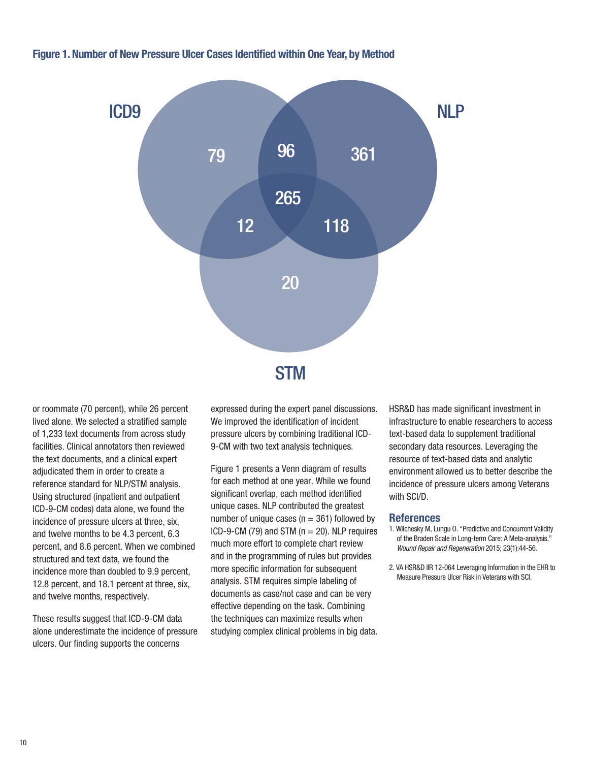**Figure 1. Number of New Pressure Ulcer Cases Identified within One Year, by Method**

or roommate (70 percent), while 26 percent lived alone. We selected a stratified sample of 1,233 text documents from across study facilities. Clinical annotators then reviewed the text documents, and a clinical expert adjudicated them in order to create a reference standard for NLP/STM analysis. Using structured (inpatient and outpatient ICD-9-CM codes) data alone, we found the incidence of pressure ulcers at three, six, and twelve months to be 4.3 percent, 6.3 percent, and 8.6 percent. When we combined structured and text data, we found the incidence more than doubled to 9.9 percent, 12.8 percent, and 18.1 percent at three, six, and twelve months, respectively.

These results suggest that ICD-9-CM data alone underestimate the incidence of pressure ulcers. Our finding supports the concerns expressed during the expert panel discussions. We improved the identification of incident pressure ulcers by combining traditional ICD-9-CM with two text analysis techniques.

Figure 1 presents a Venn diagram of results for each method at one year. While we found significant overlap, each method identified unique cases. NLP contributed the greatest number of unique cases (n = 361) followed by ICD-9-CM (79) and STM (n = 20). NLP requires much more effort to complete chart review and in the programming of rules but provides more specific information for subsequent analysis. STM requires simple labeling of documents as case/not case and can be very effective depending on the task. Combining the techniques can maximize results when studying complex clinical problems in big data.

HSR&D has made significant investment in infrastructure to enable researchers to access text-based data to supplement traditional secondary data resources. Leveraging the resource of text-based data and analytic environment allowed us to better describe the incidence of pressure ulcers among Veterans with SCI/D.

## References

1. Wilchesky M, Lungu O. "Predictive and Concurrent Validity of the Braden Scale in Long-term Care: A Meta-analysis," *Wound Repair and Regeneration* 2015; 23(1):44-56.
2. VA HSR&D IIR 12-064 Leveraging Information in the EHR to Measure Pressure Ulcer Risk in Veterans with SCI.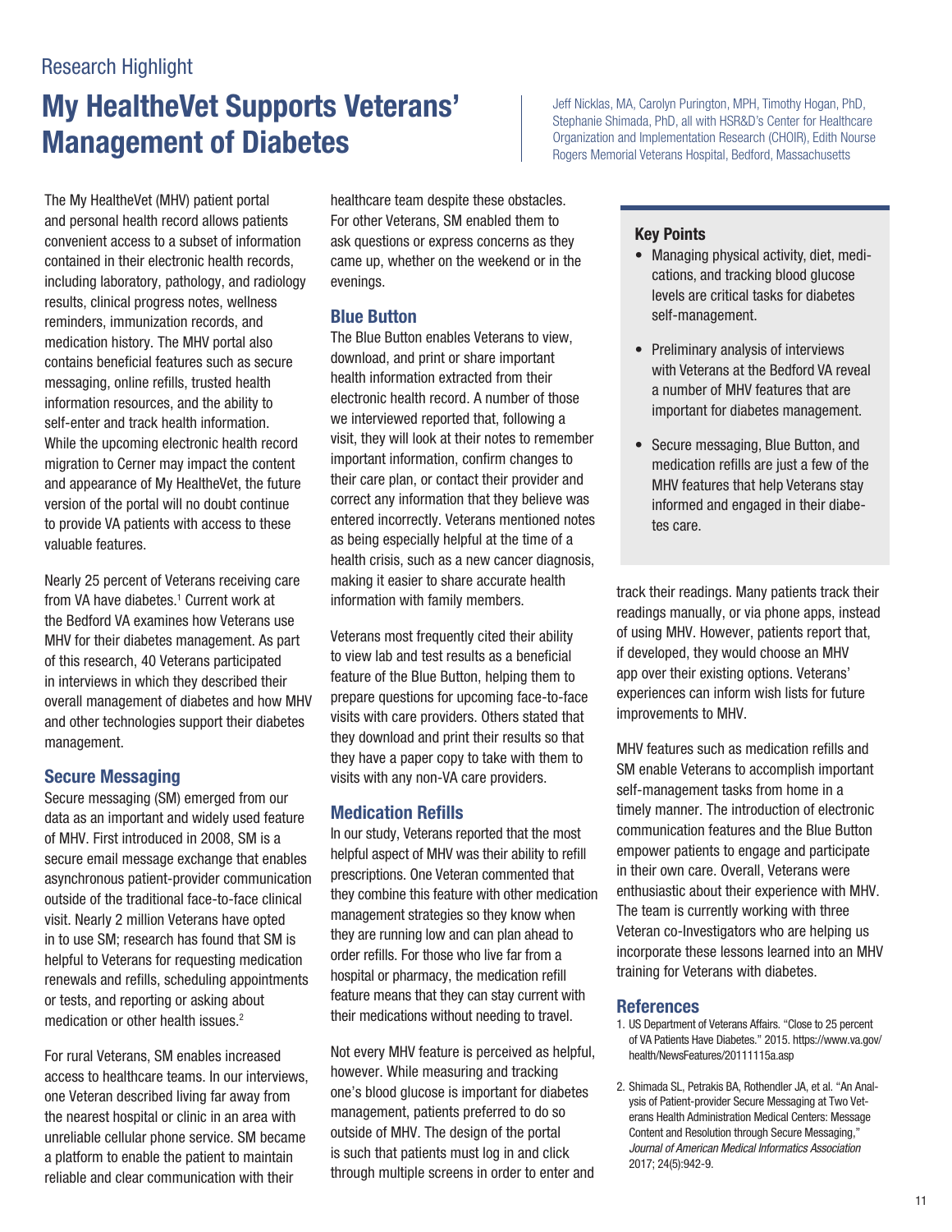Research Highlight

# My HealtheVet Supports Veterans' Management of Diabetes

Jeff Nicklas, MA, Carolyn Purington, MPH, Timothy Hogan, PhD, Stephanie Shimada, PhD, all with HSR&D's Center for Healthcare Organization and Implementation Research (CHOIR), Edith Nourse Rogers Memorial Veterans Hospital, Bedford, Massachusetts

The My HealtheVet (MHV) patient portal and personal health record allows patients convenient access to a subset of information contained in their electronic health records, including laboratory, pathology, and radiology results, clinical progress notes, wellness reminders, immunization records, and medication history. The MHV portal also contains beneficial features such as secure messaging, online refills, trusted health information resources, and the ability to self-enter and track health information. While the upcoming electronic health record migration to Cerner may impact the content and appearance of My HealtheVet, the future version of the portal will no doubt continue to provide VA patients with access to these valuable features.

Nearly 25 percent of Veterans receiving care from VA have diabetes.[1] Current work at the Bedford VA examines how Veterans use MHV for their diabetes management. As part of this research, 40 Veterans participated in interviews in which they described their overall management of diabetes and how MHV and other technologies support their diabetes management.

## Secure Messaging

Secure messaging (SM) emerged from our data as an important and widely used feature of MHV. First introduced in 2008, SM is a secure email message exchange that enables asynchronous patient-provider communication outside of the traditional face-to-face clinical visit. Nearly 2 million Veterans have opted in to use SM; research has found that SM is helpful to Veterans for requesting medication renewals and refills, scheduling appointments or tests, and reporting or asking about medication or other health issues.[2]

For rural Veterans, SM enables increased access to healthcare teams. In our interviews, one Veteran described living far away from the nearest hospital or clinic in an area with unreliable cellular phone service. SM became a platform to enable the patient to maintain reliable and clear communication with their healthcare team despite these obstacles. For other Veterans, SM enabled them to ask questions or express concerns as they came up, whether on the weekend or in the evenings.

## Blue Button

The Blue Button enables Veterans to view, download, and print or share important health information extracted from their electronic health record. A number of those we interviewed reported that, following a visit, they will look at their notes to remember important information, confirm changes to their care plan, or contact their provider and correct any information that they believe was entered incorrectly. Veterans mentioned notes as being especially helpful at the time of a health crisis, such as a new cancer diagnosis, making it easier to share accurate health information with family members.

Veterans most frequently cited their ability to view lab and test results as a beneficial feature of the Blue Button, helping them to prepare questions for upcoming face-to-face visits with care providers. Others stated that they download and print their results so that they have a paper copy to take with them to visits with any non-VA care providers.

## Medication Refills

In our study, Veterans reported that the most helpful aspect of MHV was their ability to refill prescriptions. One Veteran commented that they combine this feature with other medication management strategies so they know when they are running low and can plan ahead to order refills. For those who live far from a hospital or pharmacy, the medication refill feature means that they can stay current with their medications without needing to travel.

Not every MHV feature is perceived as helpful, however. While measuring and tracking one's blood glucose is important for diabetes management, patients preferred to do so outside of MHV. The design of the portal is such that patients must log in and click through multiple screens in order to enter and track their readings. Many patients track their readings manually, or via phone apps, instead of using MHV. However, patients report that, if developed, they would choose an MHV app over their existing options. Veterans' experiences can inform wish lists for future improvements to MHV.

MHV features such as medication refills and SM enable Veterans to accomplish important self-management tasks from home in a timely manner. The introduction of electronic communication features and the Blue Button empower patients to engage and participate in their own care. Overall, Veterans were enthusiastic about their experience with MHV. The team is currently working with three Veteran co-Investigators who are helping us incorporate these lessons learned into an MHV training for Veterans with diabetes.

### Key Points

- Managing physical activity, diet, medications, and tracking blood glucose levels are critical tasks for diabetes self-management.
- Preliminary analysis of interviews with Veterans at the Bedford VA reveal a number of MHV features that are important for diabetes management.
- Secure messaging, Blue Button, and medication refills are just a few of the MHV features that help Veterans stay informed and engaged in their diabetes care.

## References

1. US Department of Veterans Affairs. "Close to 25 percent of VA Patients Have Diabetes." 2015. https://www.va.gov/health/NewsFeatures/20111115a.asp
2. Shimada SL, Petrakis BA, Rothendler JA, et al. "An Analysis of Patient-provider Secure Messaging at Two Veterans Health Administration Medical Centers: Message Content and Resolution through Secure Messaging," *Journal of American Medical Informatics Association* 2017; 24(5):942-9.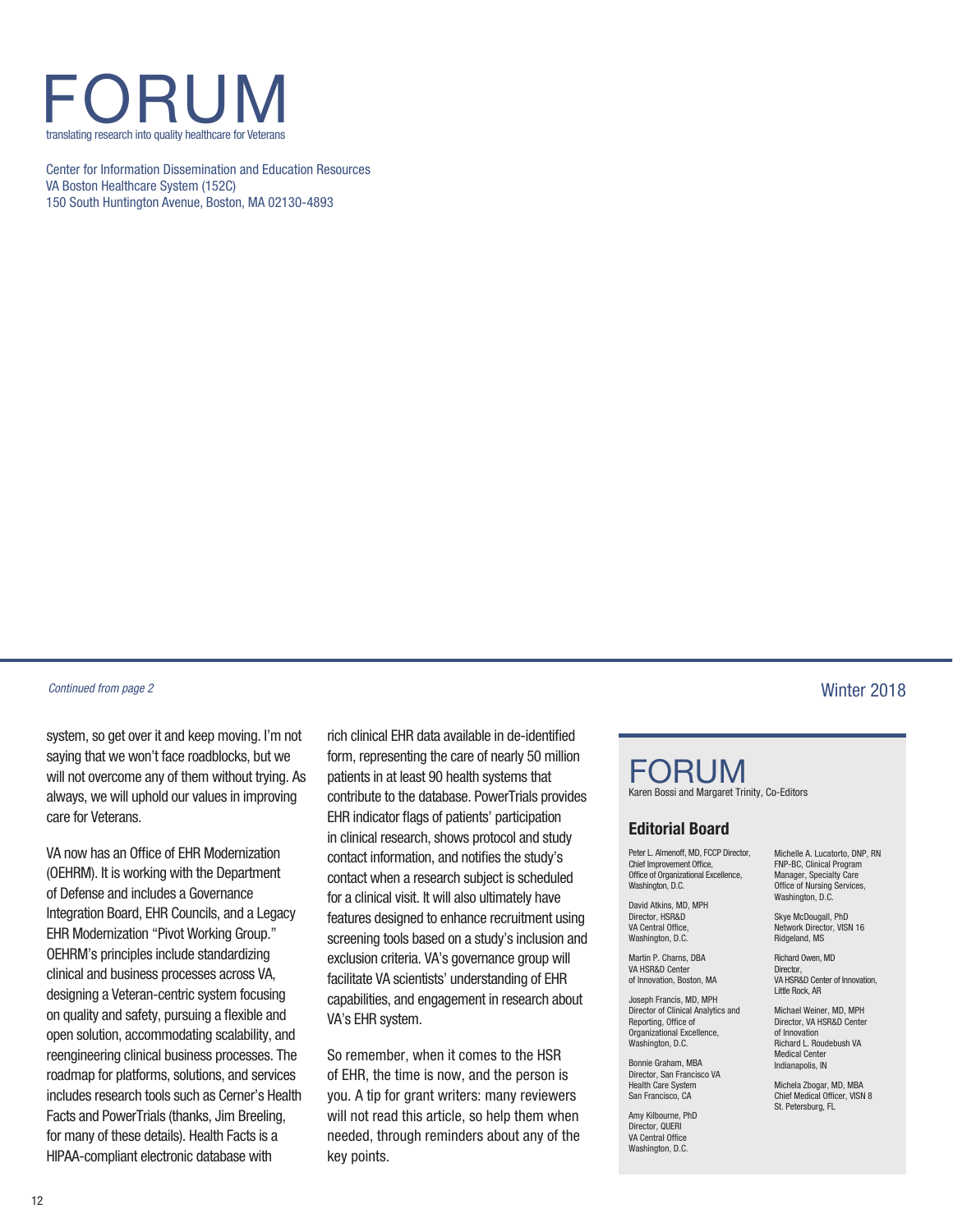# FORUM

translating research into quality healthcare for Veterans

Center for Information Dissemination and Education Resources
VA Boston Healthcare System (152C)
150 South Huntington Avenue, Boston, MA 02130-4893

*Continued from page 2*

Winter 2018

system, so get over it and keep moving. I'm not saying that we won't face roadblocks, but we will not overcome any of them without trying. As always, we will uphold our values in improving care for Veterans.

VA now has an Office of EHR Modernization (OEHRM). It is working with the Department of Defense and includes a Governance Integration Board, EHR Councils, and a Legacy EHR Modernization "Pivot Working Group." OEHRM's principles include standardizing clinical and business processes across VA, designing a Veteran-centric system focusing on quality and safety, pursuing a flexible and open solution, accommodating scalability, and reengineering clinical business processes. The roadmap for platforms, solutions, and services includes research tools such as Cerner's Health Facts and PowerTrials (thanks, Jim Breeling, for many of these details). Health Facts is a HIPAA-compliant electronic database with rich clinical EHR data available in de-identified form, representing the care of nearly 50 million patients in at least 90 health systems that contribute to the database. PowerTrials provides EHR indicator flags of patients' participation in clinical research, shows protocol and study contact information, and notifies the study's contact when a research subject is scheduled for a clinical visit. It will also ultimately have features designed to enhance recruitment using screening tools based on a study's inclusion and exclusion criteria. VA's governance group will facilitate VA scientists' understanding of EHR capabilities, and engagement in research about VA's EHR system.

So remember, when it comes to the HSR of EHR, the time is now, and the person is you. A tip for grant writers: many reviewers will not read this article, so help them when needed, through reminders about any of the key points.

## FORUM

Karen Bossi and Margaret Trinity, Co-Editors

### Editorial Board

Peter L. Almenoff, MD, FCCP Director, Chief Improvement Office, Office of Organizational Excellence, Washington, D.C.

David Atkins, MD, MPH
Director, HSR&D
VA Central Office,
Washington, D.C.

Martin P. Charns, DBA
VA HSR&D Center of Innovation, Boston, MA

Joseph Francis, MD, MPH
Director of Clinical Analytics and Reporting, Office of Organizational Excellence,
Washington, D.C.

Bonnie Graham, MBA
Director, San Francisco VA Health Care System
San Francisco, CA

Amy Kilbourne, PhD
Director, QUERI
VA Central Office
Washington, D.C.

Michelle A. Lucatorto, DNP, RN FNP-BC, Clinical Program Manager, Specialty Care Office of Nursing Services,
Washington, D.C.

Skye McDougall, PhD
Network Director, VISN 16
Ridgeland, MS

Richard Owen, MD
Director,
VA HSR&D Center of Innovation,
Little Rock, AR

Michael Weiner, MD, MPH
Director, VA HSR&D Center of Innovation
Richard L. Roudebush VA Medical Center
Indianapolis, IN

Michela Zbogar, MD, MBA
Chief Medical Officer, VISN 8
St. Petersburg, FL